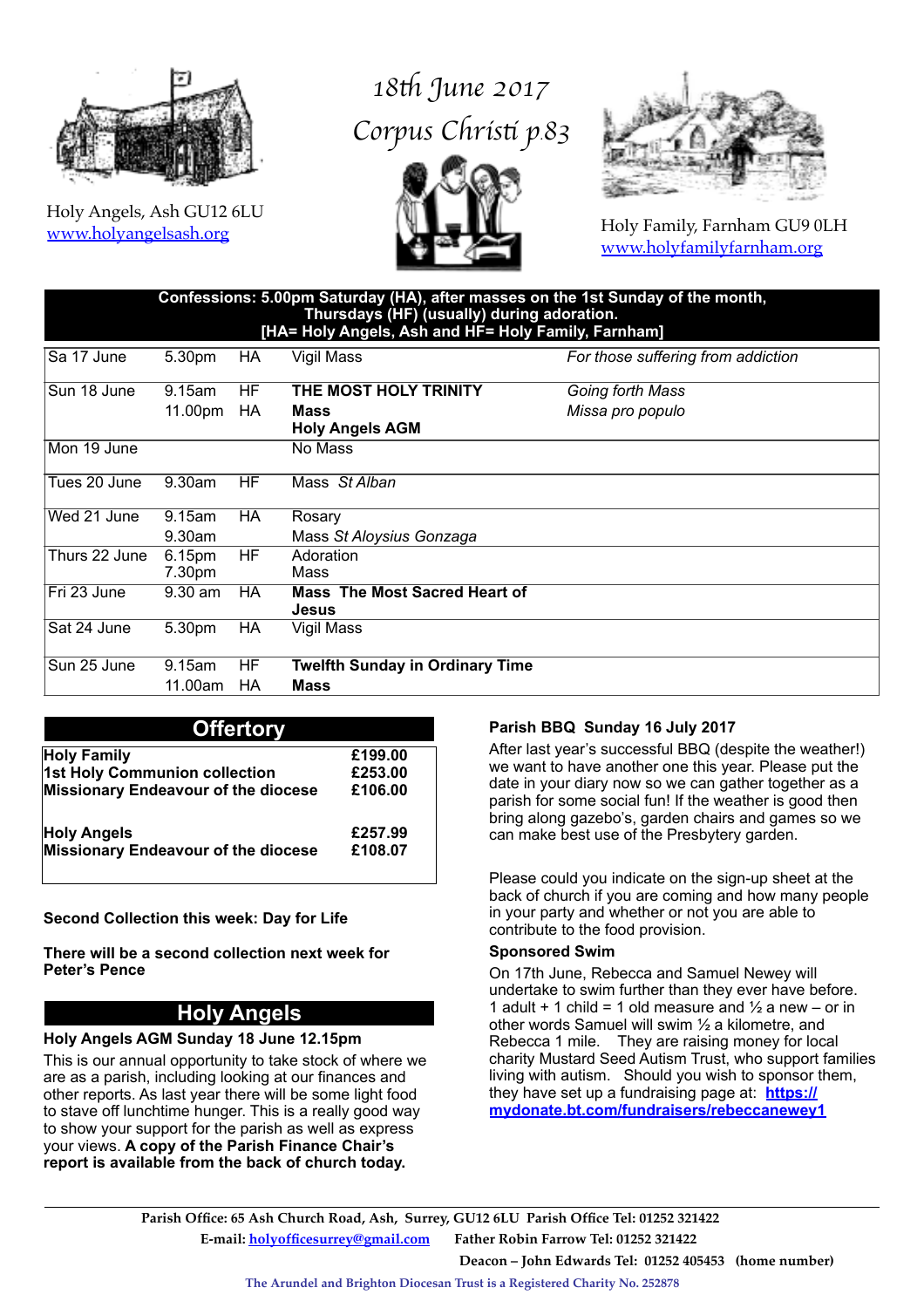Holy Angels, Ash GU12 6LU
[www.holyangelsash.org](http://www.holyangelsash.org)

# *18th June 2017*
# *Corpus Christi p.83*

Holy Family, Farnham GU9 0LH
[www.holyfamilyfarnham.org](http://www.holyfamilyfarnham.org)

**Confessions: 5.00pm Saturday (HA), after masses on the 1st Sunday of the month, Thursdays (HF) (usually) during adoration.**
**[HA= Holy Angels, Ash and HF= Holy Family, Farnham]**

| Day | Time | Place | Service | Intention |
|---|---|---|---|---|
| Sa 17 June | 5.30pm | HA | Vigil Mass | *For those suffering from addiction* |
| Sun 18 June | 9.15am<br>11.00pm | HF<br>HA | **THE MOST HOLY TRINITY**<br>**Mass**<br>**Holy Angels AGM** | *Going forth Mass*<br>*Missa pro populo* |
| Mon 19 June | | | No Mass | |
| Tues 20 June | 9.30am | HF | Mass *St Alban* | |
| Wed 21 June | 9.15am<br>9.30am | HA | Rosary<br>Mass *St Aloysius Gonzaga* | |
| Thurs 22 June | 6.15pm<br>7.30pm | HF | Adoration<br>Mass | |
| Fri 23 June | 9.30 am | HA | **Mass The Most Sacred Heart of Jesus** | |
| Sat 24 June | 5.30pm | HA | Vigil Mass | |
| Sun 25 June | 9.15am<br>11.00am | HF<br>HA | **Twelfth Sunday in Ordinary Time**<br>**Mass** | |

## Offertory

| | |
|---|---|
| **Holy Family** | **£199.00** |
| **1st Holy Communion collection** | **£253.00** |
| **Missionary Endeavour of the diocese** | **£106.00** |
| | |
| **Holy Angels** | **£257.99** |
| **Missionary Endeavour of the diocese** | **£108.07** |

**Second Collection this week: Day for Life**

**There will be a second collection next week for Peter's Pence**

## Holy Angels

### Holy Angels AGM Sunday 18 June 12.15pm

This is our annual opportunity to take stock of where we are as a parish, including looking at our finances and other reports. As last year there will be some light food to stave off lunchtime hunger. This is a really good way to show your support for the parish as well as express your views. **A copy of the Parish Finance Chair's report is available from the back of church today.**

### Parish BBQ Sunday 16 July 2017

After last year's successful BBQ (despite the weather!) we want to have another one this year. Please put the date in your diary now so we can gather together as a parish for some social fun! If the weather is good then bring along gazebo's, garden chairs and games so we can make best use of the Presbytery garden.

Please could you indicate on the sign-up sheet at the back of church if you are coming and how many people in your party and whether or not you are able to contribute to the food provision.

### Sponsored Swim

On 17th June, Rebecca and Samuel Newey will undertake to swim further than they ever have before. 1 adult + 1 child = 1 old measure and ½ a new – or in other words Samuel will swim ½ a kilometre, and Rebecca 1 mile. They are raising money for local charity Mustard Seed Autism Trust, who support families living with autism. Should you wish to sponsor them, they have set up a fundraising page at: **[https://mydonate.bt.com/fundraisers/rebeccanewey1](https://mydonate.bt.com/fundraisers/rebeccanewey1)**

---

**Parish Office: 65 Ash Church Road, Ash, Surrey, GU12 6LU Parish Office Tel: 01252 321422**
**E-mail: [holyofficesurrey@gmail.com](mailto:holyofficesurrey@gmail.com) Father Robin Farrow Tel: 01252 321422**
**Deacon – John Edwards Tel: 01252 405453 (home number)**

**The Arundel and Brighton Diocesan Trust is a Registered Charity No. 252878**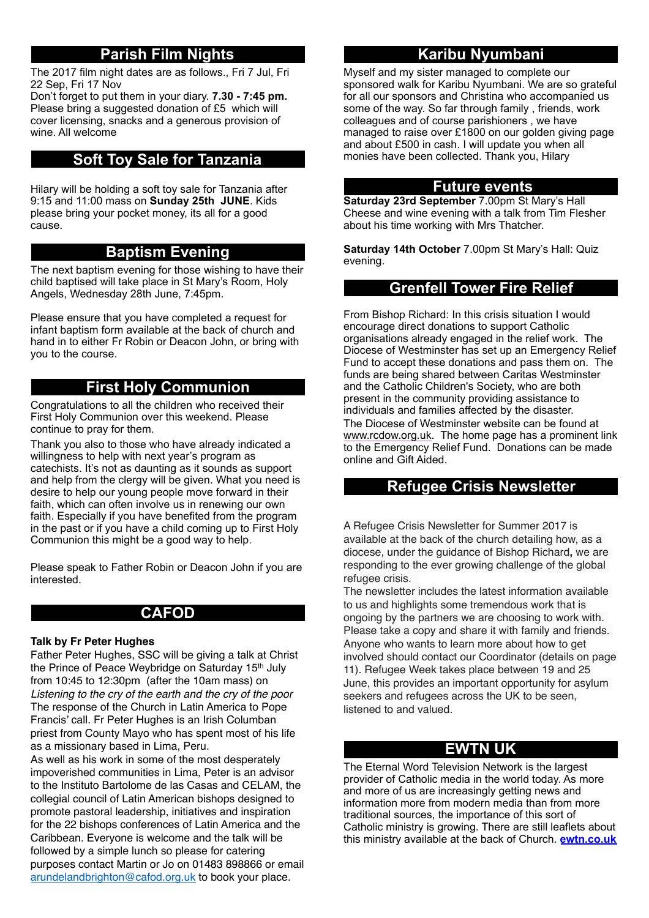## Parish Film Nights

The 2017 film night dates are as follows., Fri 7 Jul, Fri 22 Sep, Fri 17 Nov

Don't forget to put them in your diary. **7.30 - 7:45 pm.** Please bring a suggested donation of £5 which will cover licensing, snacks and a generous provision of wine. All welcome

## Soft Toy Sale for Tanzania

Hilary will be holding a soft toy sale for Tanzania after 9:15 and 11:00 mass on **Sunday 25th JUNE**. Kids please bring your pocket money, its all for a good cause.

## Baptism Evening

The next baptism evening for those wishing to have their child baptised will take place in St Mary's Room, Holy Angels, Wednesday 28th June, 7:45pm.

Please ensure that you have completed a request for infant baptism form available at the back of church and hand in to either Fr Robin or Deacon John, or bring with you to the course.

## First Holy Communion

Congratulations to all the children who received their First Holy Communion over this weekend. Please continue to pray for them.

Thank you also to those who have already indicated a willingness to help with next year's program as catechists. It's not as daunting as it sounds as support and help from the clergy will be given. What you need is desire to help our young people move forward in their faith, which can often involve us in renewing our own faith. Especially if you have benefited from the program in the past or if you have a child coming up to First Holy Communion this might be a good way to help.

Please speak to Father Robin or Deacon John if you are interested.

## CAFOD

**Talk by Fr Peter Hughes**

Father Peter Hughes, SSC will be giving a talk at Christ the Prince of Peace Weybridge on Saturday 15th July from 10:45 to 12:30pm (after the 10am mass) on *Listening to the cry of the earth and the cry of the poor* The response of the Church in Latin America to Pope Francis' call. Fr Peter Hughes is an Irish Columban priest from County Mayo who has spent most of his life as a missionary based in Lima, Peru.

As well as his work in some of the most desperately impoverished communities in Lima, Peter is an advisor to the Instituto Bartolome de las Casas and CELAM, the collegial council of Latin American bishops designed to promote pastoral leadership, initiatives and inspiration for the 22 bishops conferences of Latin America and the Caribbean. Everyone is welcome and the talk will be followed by a simple lunch so please for catering purposes contact Martin or Jo on 01483 898866 or email arundelandbrighton@cafod.org.uk to book your place.

## Karibu Nyumbani

Myself and my sister managed to complete our sponsored walk for Karibu Nyumbani. We are so grateful for all our sponsors and Christina who accompanied us some of the way. So far through family , friends, work colleagues and of course parishioners , we have managed to raise over £1800 on our golden giving page and about £500 in cash. I will update you when all monies have been collected. Thank you, Hilary

## Future events

**Saturday 23rd September** 7.00pm St Mary's Hall Cheese and wine evening with a talk from Tim Flesher about his time working with Mrs Thatcher.

**Saturday 14th October** 7.00pm St Mary's Hall: Quiz evening.

## Grenfell Tower Fire Relief

From Bishop Richard: In this crisis situation I would encourage direct donations to support Catholic organisations already engaged in the relief work. The Diocese of Westminster has set up an Emergency Relief Fund to accept these donations and pass them on. The funds are being shared between Caritas Westminster and the Catholic Children's Society, who are both present in the community providing assistance to individuals and families affected by the disaster.

The Diocese of Westminster website can be found at www.rcdow.org.uk. The home page has a prominent link to the Emergency Relief Fund. Donations can be made online and Gift Aided.

## Refugee Crisis Newsletter

A Refugee Crisis Newsletter for Summer 2017 is available at the back of the church detailing how, as a diocese, under the guidance of Bishop Richard**,** we are responding to the ever growing challenge of the global refugee crisis.

The newsletter includes the latest information available to us and highlights some tremendous work that is ongoing by the partners we are choosing to work with. Please take a copy and share it with family and friends. Anyone who wants to learn more about how to get involved should contact our Coordinator (details on page 11). Refugee Week takes place between 19 and 25 June, this provides an important opportunity for asylum seekers and refugees across the UK to be seen, listened to and valued.

## EWTN UK

The Eternal Word Television Network is the largest provider of Catholic media in the world today. As more and more of us are increasingly getting news and information more from modern media than from more traditional sources, the importance of this sort of Catholic ministry is growing. There are still leaflets about this ministry available at the back of Church. **ewtn.co.uk**